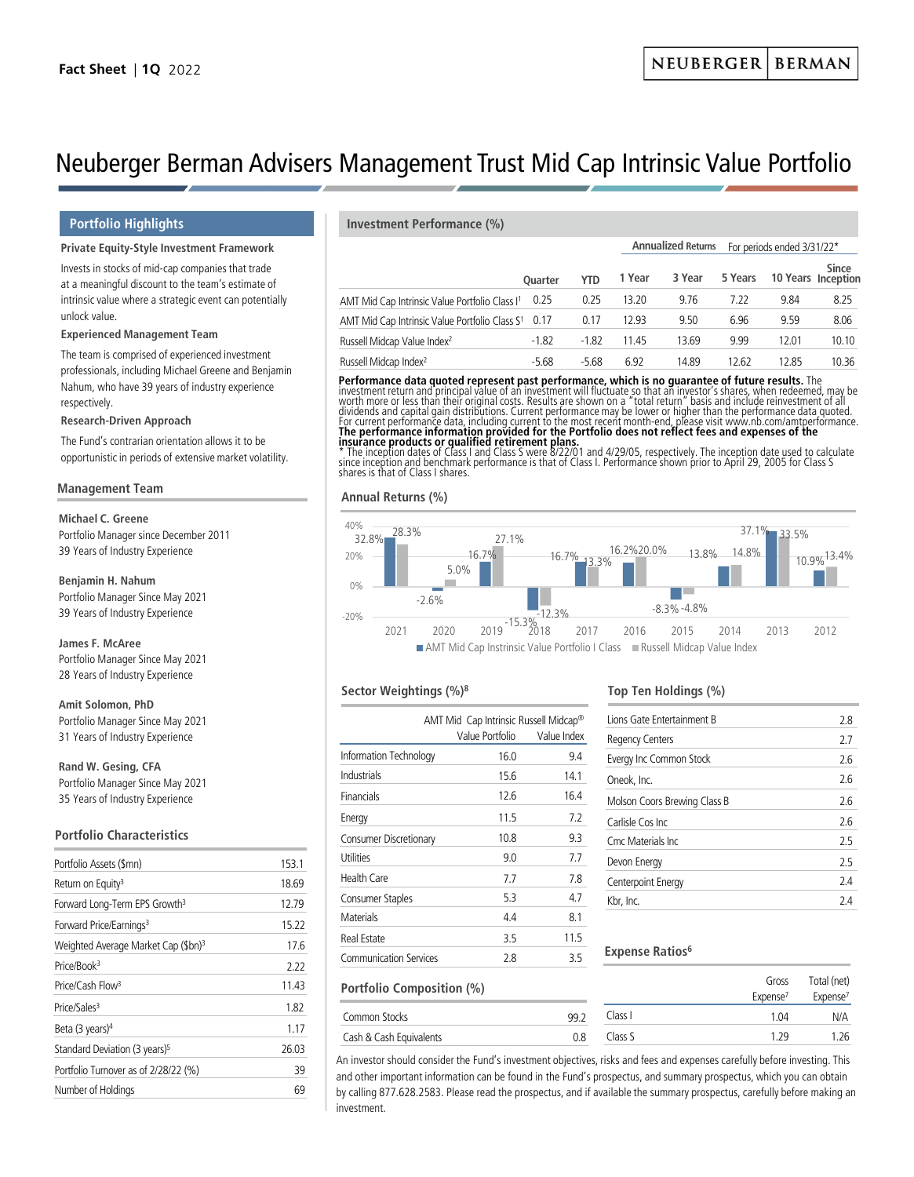Fact Sheet | 1Q 2022

NEUBERGER BERMAN

# Neuberger Berman Advisers Management Trust Mid Cap Intrinsic Value Portfolio

## Portfolio Highlights

**Private Equity-Style Investment Framework**

Invests in stocks of mid-cap companies that trade at a meaningful discount to the team's estimate of intrinsic value where a strategic event can potentially unlock value.

**Experienced Management Team**

The team is comprised of experienced investment professionals, including Michael Greene and Benjamin Nahum, who have 39 years of industry experience respectively.

**Research-Driven Approach**

The Fund's contrarian orientation allows it to be opportunistic in periods of extensive market volatility.

## Management Team

**Michael C. Greene**
Portfolio Manager since December 2011
39 Years of Industry Experience

**Benjamin H. Nahum**
Portfolio Manager Since May 2021
39 Years of Industry Experience

**James F. McAree**
Portfolio Manager Since May 2021
28 Years of Industry Experience

**Amit Solomon, PhD**
Portfolio Manager Since May 2021
31 Years of Industry Experience

**Rand W. Gesing, CFA**
Portfolio Manager Since May 2021
35 Years of Industry Experience

## Portfolio Characteristics

| | |
|---|---|
| Portfolio Assets ($mn) | 153.1 |
| Return on Equity[3] | 18.69 |
| Forward Long-Term EPS Growth[3] | 12.79 |
| Forward Price/Earnings[3] | 15.22 |
| Weighted Average Market Cap ($bn)[3] | 17.6 |
| Price/Book[3] | 2.22 |
| Price/Cash Flow[3] | 11.43 |
| Price/Sales[3] | 1.82 |
| Beta (3 years)[4] | 1.17 |
| Standard Deviation (3 years)[5] | 26.03 |
| Portfolio Turnover as of 2/28/22 (%) | 39 |
| Number of Holdings | 69 |

## Investment Performance (%)

| | | | Annualized Returns | For periods ended 3/31/22* | | | |
|---|---|---|---|---|---|---|---|
| | Quarter | YTD | 1 Year | 3 Year | 5 Years | 10 Years | Since Inception |
| AMT Mid Cap Intrinsic Value Portfolio Class I[1] | 0.25 | 0.25 | 13.20 | 9.76 | 7.22 | 9.84 | 8.25 |
| AMT Mid Cap Intrinsic Value Portfolio Class S[1] | 0.17 | 0.17 | 12.93 | 9.50 | 6.96 | 9.59 | 8.06 |
| Russell Midcap Value Index[2] | -1.82 | -1.82 | 11.45 | 13.69 | 9.99 | 12.01 | 10.10 |
| Russell Midcap Index[2] | -5.68 | -5.68 | 6.92 | 14.89 | 12.62 | 12.85 | 10.36 |

**Performance data quoted represent past performance, which is no guarantee of future results.** The investment return and principal value of an investment will fluctuate so that an investor's shares, when redeemed, may be worth more or less than their original costs. Results are shown on a "total return" basis and include reinvestment of all dividends and capital gain distributions. Current performance may be lower or higher than the performance data quoted. For current performance data, including current to the most recent month-end, please visit www.nb.com/amtperformance. **The performance information provided for the Portfolio does not reflect fees and expenses of the insurance products or qualified retirement plans.**

* The inception dates of Class I and Class S were 8/22/01 and 4/29/05, respectively. The inception date used to calculate since inception and benchmark performance is that of Class I. Performance shown prior to April 29, 2005 for Class S shares is that of Class I shares.

## Annual Returns (%)

| | 2021 | 2020 | 2019 | 2018 | 2017 | 2016 | 2015 | 2014 | 2013 | 2012 |
|---|---|---|---|---|---|---|---|---|---|---|
| AMT Mid Cap Instrinsic Value Portfolio I Class | 32.8% | -2.6% | 16.7% | -15.3% | 16.7% | 16.2% | -8.3% | 13.8% | 37.1% | 10.9% |
| Russell Midcap Value Index | 28.3% | 5.0% | 27.1% | -12.3% | 13.3% | 20.0% | -4.8% | 14.8% | 33.5% | 13.4% |

## Sector Weightings (%)[8]

| | AMT Mid Cap Intrinsic Value Portfolio | Russell Midcap® Value Index |
|---|---|---|
| Information Technology | 16.0 | 9.4 |
| Industrials | 15.6 | 14.1 |
| Financials | 12.6 | 16.4 |
| Energy | 11.5 | 7.2 |
| Consumer Discretionary | 10.8 | 9.3 |
| Utilities | 9.0 | 7.7 |
| Health Care | 7.7 | 7.8 |
| Consumer Staples | 5.3 | 4.7 |
| Materials | 4.4 | 8.1 |
| Real Estate | 3.5 | 11.5 |
| Communication Services | 2.8 | 3.5 |

## Portfolio Composition (%)

| | |
|---|---|
| Common Stocks | 99.2 |
| Cash & Cash Equivalents | 0.8 |

## Top Ten Holdings (%)

| | |
|---|---|
| Lions Gate Entertainment B | 2.8 |
| Regency Centers | 2.7 |
| Evergy Inc Common Stock | 2.6 |
| Oneok, Inc. | 2.6 |
| Molson Coors Brewing Class B | 2.6 |
| Carlisle Cos Inc | 2.6 |
| Cmc Materials Inc | 2.5 |
| Devon Energy | 2.5 |
| Centerpoint Energy | 2.4 |
| Kbr, Inc. | 2.4 |

## Expense Ratios[6]

| | Gross Expense[7] | Total (net) Expense[7] |
|---|---|---|
| Class I | 1.04 | N/A |
| Class S | 1.29 | 1.26 |

An investor should consider the Fund's investment objectives, risks and fees and expenses carefully before investing. This and other important information can be found in the Fund's prospectus, and summary prospectus, which you can obtain by calling 877.628.2583. Please read the prospectus, and if available the summary prospectus, carefully before making an investment.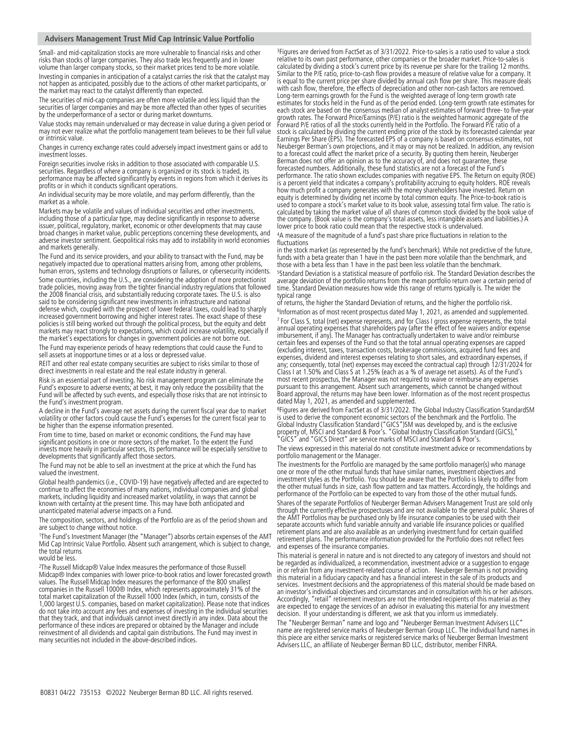## Advisers Management Trust Mid Cap Intrinsic Value Portfolio

Small- and mid-capitalization stocks are more vulnerable to financial risks and other risks than stocks of larger companies. They also trade less frequently and in lower volume than larger company stocks, so their market prices tend to be more volatile.

Investing in companies in anticipation of a catalyst carries the risk that the catalyst may not happen as anticipated, possibly due to the actions of other market participants, or the market may react to the catalyst differently than expected.

The securities of mid-cap companies are often more volatile and less liquid than the securities of larger companies and may be more affected than other types of securities by the underperformance of a sector or during market downturns.

Value stocks may remain undervalued or may decrease in value during a given period or may not ever realize what the portfolio management team believes to be their full value or intrinsic value.

Changes in currency exchange rates could adversely impact investment gains or add to investment losses.

Foreign securities involve risks in addition to those associated with comparable U.S. securities. Regardless of where a company is organized or its stock is traded, its performance may be affected significantly by events in regions from which it derives its profits or in which it conducts significant operations.

An individual security may be more volatile, and may perform differently, than the market as a whole.

Markets may be volatile and values of individual securities and other investments, including those of a particular type, may decline significantly in response to adverse issuer, political, regulatory, market, economic or other developments that may cause broad changes in market value, public perceptions concerning these developments, and adverse investor sentiment. Geopolitical risks may add to instability in world economies and markets generally.

The Fund and its service providers, and your ability to transact with the Fund, may be negatively impacted due to operational matters arising from, among other problems, human errors, systems and technology disruptions or failures, or cybersecurity incidents.

Some countries, including the U.S., are considering the adoption of more protectionist trade policies, moving away from the tighter financial industry regulations that followed the 2008 financial crisis, and substantially reducing corporate taxes. The U.S. is also said to be considering significant new investments in infrastructure and national defense which, coupled with the prospect of lower federal taxes, could lead to sharply increased government borrowing and higher interest rates. The exact shape of these policies is still being worked out through the political process, but the equity and debt markets may react strongly to expectations, which could increase volatility, especially if the market's expectations for changes in government policies are not borne out.

The Fund may experience periods of heavy redemptions that could cause the Fund to sell assets at inopportune times or at a loss or depressed value.

REIT and other real estate company securities are subject to risks similar to those of direct investments in real estate and the real estate industry in general.

Risk is an essential part of investing. No risk management program can eliminate the Fund's exposure to adverse events; at best, it may only reduce the possibility that the Fund will be affected by such events, and especially those risks that are not intrinsic to the Fund's investment program.

A decline in the Fund's average net assets during the current fiscal year due to market volatility or other factors could cause the Fund's expenses for the current fiscal year to be higher than the expense information presented.

From time to time, based on market or economic conditions, the Fund may have significant positions in one or more sectors of the market. To the extent the Fund invests more heavily in particular sectors, its performance will be especially sensitive to developments that significantly affect those sectors.

The Fund may not be able to sell an investment at the price at which the Fund has valued the investment.

Global health pandemics (i.e., COVID-19) have negatively affected and are expected to continue to affect the economies of many nations, individual companies and global markets, including liquidity and increased market volatility, in ways that cannot be known with certainty at the present time. This may have both anticipated and unanticipated material adverse impacts on a Fund.

The composition, sectors, and holdings of the Portfolio are as of the period shown and are subject to change without notice.

[1]The Fund's Investment Manager (the "Manager") absorbs certain expenses of the AMT Mid Cap Intrinsic Value Portfolio. Absent such arrangement, which is subject to change, the total returns would be less.

[2]The Russell Midcap® Value Index measures the performance of those Russell Midcap® Index companies with lower price-to-book ratios and lower forecasted growth values. The Russell Midcap Index measures the performance of the 800 smallest companies in the Russell 1000® Index, which represents approximately 31% of the total market capitalization of the Russell 1000 Index (which, in turn, consists of the 1,000 largest U.S. companies, based on market capitalization). Please note that indices do not take into account any fees and expenses of investing in the individual securities that they track, and that individuals cannot invest directly in any index. Data about the performance of these indices are prepared or obtained by the Manager and include reinvestment of all dividends and capital gain distributions. The Fund may invest in many securities not included in the above-described indices.

[3]Figures are derived from FactSet as of 3/31/2022. Price-to-sales is a ratio used to value a stock relative to its own past performance, other companies or the broader market. Price-to-sales is calculated by dividing a stock's current price by its revenue per share for the trailing 12 months. Similar to the P/E ratio, price-to-cash flow provides a measure of relative value for a company. It is equal to the current price per share divided by annual cash flow per share. This measure deals with cash flow, therefore, the effects of depreciation and other non-cash factors are removed. Long-term earnings growth for the Fund is the weighted average of long-term growth rate estimates for stocks held in the Fund as of the period ended. Long-term growth rate estimates for each stock are based on the consensus median of analyst estimates of forward three- to five-year growth rates. The Forward Price/Earnings (P/E) ratio is the weighted harmonic aggregate of the Forward P/E ratios of all the stocks currently held in the Portfolio. The Forward P/E ratio of a stock is calculated by dividing the current ending price of the stock by its forecasted calendar year Earnings Per Share (EPS). The forecasted EPS of a company is based on consensus estimates, not Neuberger Berman's own projections, and it may or may not be realized. In addition, any revision to a forecast could affect the market price of a security. By quoting them herein, Neuberger Berman does not offer an opinion as to the accuracy of, and does not guarantee, these forecasted numbers. Additionally, these fund statistics are not a forecast of the Fund's performance. The ratio shown excludes companies with negative EPS. The Return on equity (ROE) is a percent yield that indicates a company's profitability accruing to equity holders. ROE reveals how much profit a company generates with the money shareholders have invested. Return on equity is determined by dividing net income by total common equity. The Price-to-book ratio is used to compare a stock's market value to its book value, assessing total firm value. The ratio is calculated by taking the market value of all shares of common stock divided by the book value of the company. (Book value is the company's total assets, less intangible assets and liabilities.) A lower price to book ratio could mean that the respective stock is undervalued.

[4]A measure of the magnitude of a fund's past share price fluctuations in relation to the fluctuations in the stock market (as represented by the fund's benchmark). While not predictive of the future, funds with a beta greater than 1 have in the past been more volatile than the benchmark, and those with a beta less than 1 have in the past been less volatile than the benchmark.

[5]Standard Deviation is a statistical measure of portfolio risk. The Standard Deviation describes the average deviation of the portfolio returns from the mean portfolio return over a certain period of time. Standard Deviation measures how wide this range of returns typically is. The wider the typical range of returns, the higher the Standard Deviation of returns, and the higher the portfolio risk.

[6]Information as of most recent prospectus dated May 1, 2021, as amended and supplemented.

[7]For Class S, total (net) expense represents, and for Class I gross expense represents, the total annual operating expenses that shareholders pay (after the effect of fee waivers and/or expense imbursement, if any). The Manager has contractually undertaken to waive and/or reimburse certain fees and expenses of the Fund so that the total annual operating expenses are capped (excluding interest, taxes, transaction costs, brokerage commissions, acquired fund fees and expenses, dividend and interest expenses relating to short sales, and extraordinary expenses, if any; consequently, total (net) expenses may exceed the contractual cap) through 12/31/2024 for Class I at 1.50% and Class S at 1.25% (each as a % of average net assets). As of the Fund's most recent prospectus, the Manager was not required to waive or reimburse any expenses pursuant to this arrangement. Absent such arrangements, which cannot be changed without Board approval, the returns may have been lower. Information as of the most recent prospectus dated May 1, 2021, as amended and supplemented.

[8]Figures are derived from FactSet as of 3/31/2022. The Global Industry Classification StandardSM is used to derive the component economic sectors of the benchmark and the Portfolio. The Global Industry Classification Standard ("GICS")SM was developed by, and is the exclusive property of, MSCI and Standard & Poor's. "Global Industry Classification Standard (GICS)," "GICS" and "GICS Direct" are service marks of MSCI and Standard & Poor's.

The views expressed in this material do not constitute investment advice or recommendations by portfolio management or the Manager.

The investments for the Portfolio are managed by the same portfolio manager(s) who manage one or more of the other mutual funds that have similar names, investment objectives and investment styles as the Portfolio. You should be aware that the Portfolio is likely to differ from the other mutual funds in size, cash flow pattern and tax matters. Accordingly, the holdings and performance of the Portfolio can be expected to vary from those of the other mutual funds.

Shares of the separate Portfolios of Neuberger Berman Advisers Management Trust are sold only through the currently effective prospectuses and are not available to the general public. Shares of the AMT Portfolios may be purchased only by life insurance companies to be used with their separate accounts which fund variable annuity and variable life insurance policies or qualified retirement plans and are also available as an underlying investment fund for certain qualified retirement plans. The performance information provided for the Portfolio does not reflect fees and expenses of the insurance companies.

This material is general in nature and is not directed to any category of investors and should not be regarded as individualized, a recommendation, investment advice or a suggestion to engage in or refrain from any investment-related course of action. Neuberger Berman is not providing this material in a fiduciary capacity and has a financial interest in the sale of its products and services. Investment decisions and the appropriateness of this material should be made based on an investor's individual objectives and circumstances and in consultation with his or her advisors. Accordingly, "retail" retirement investors are not the intended recipients of this material as they are expected to engage the services of an advisor in evaluating this material for any investment decision. If your understanding is different, we ask that you inform us immediately.

The "Neuberger Berman" name and logo and "Neuberger Berman Investment Advisers LLC" name are registered service marks of Neuberger Berman Group LLC. The individual fund names in this piece are either service marks or registered service marks of Neuberger Berman Investment Advisers LLC, an affiliate of Neuberger Berman BD LLC, distributor, member FINRA.

B0831 04/22 735153 ©2022 Neuberger Berman BD LLC. All rights reserved.